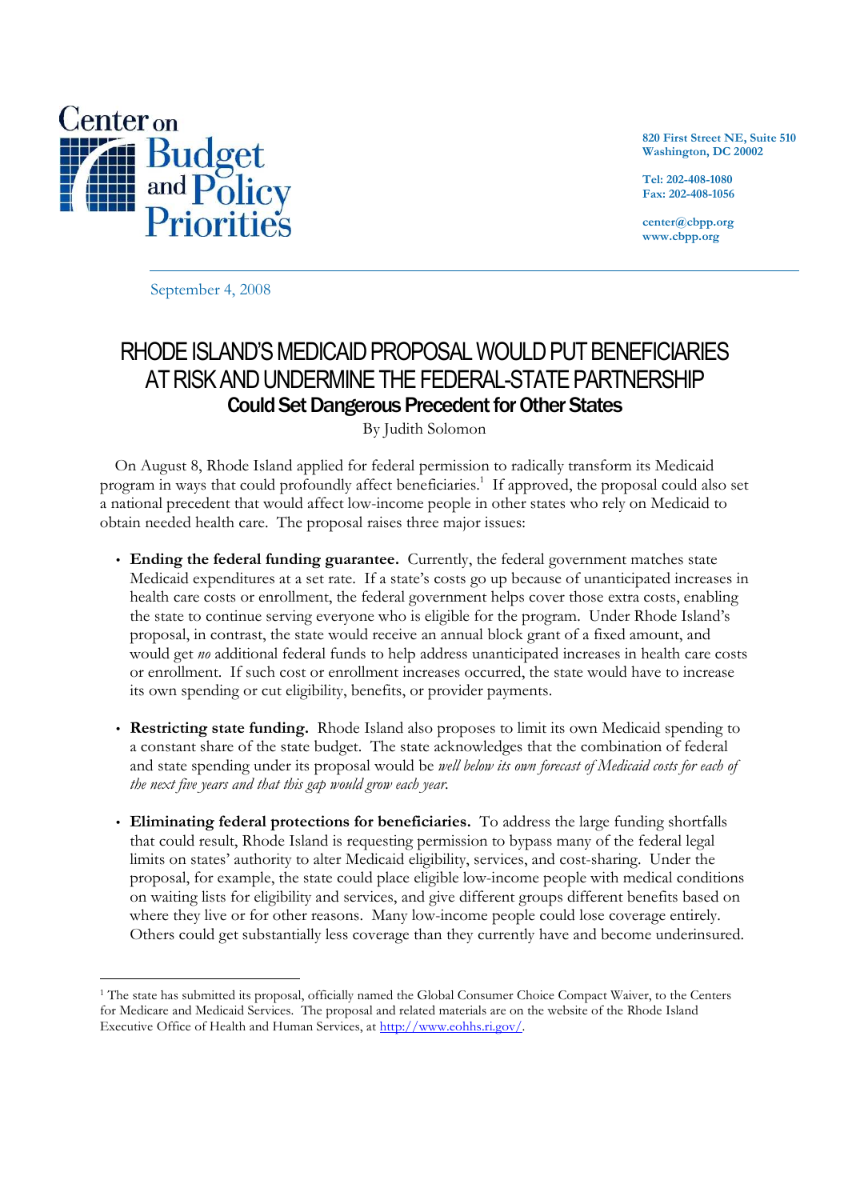Center on Budget and Policy Priorities

820 First Street NE, Suite 510
Washington, DC 20002

Tel: 202-408-1080
Fax: 202-408-1056

center@cbpp.org
www.cbpp.org

September 4, 2008

# RHODE ISLAND'S MEDICAID PROPOSAL WOULD PUT BENEFICIARIES AT RISK AND UNDERMINE THE FEDERAL-STATE PARTNERSHIP

## Could Set Dangerous Precedent for Other States

By Judith Solomon

On August 8, Rhode Island applied for federal permission to radically transform its Medicaid program in ways that could profoundly affect beneficiaries.[1] If approved, the proposal could also set a national precedent that would affect low-income people in other states who rely on Medicaid to obtain needed health care. The proposal raises three major issues:

- **Ending the federal funding guarantee.** Currently, the federal government matches state Medicaid expenditures at a set rate. If a state's costs go up because of unanticipated increases in health care costs or enrollment, the federal government helps cover those extra costs, enabling the state to continue serving everyone who is eligible for the program. Under Rhode Island's proposal, in contrast, the state would receive an annual block grant of a fixed amount, and would get *no* additional federal funds to help address unanticipated increases in health care costs or enrollment. If such cost or enrollment increases occurred, the state would have to increase its own spending or cut eligibility, benefits, or provider payments.

- **Restricting state funding.** Rhode Island also proposes to limit its own Medicaid spending to a constant share of the state budget. The state acknowledges that the combination of federal and state spending under its proposal would be *well below its own forecast of Medicaid costs for each of the next five years and that this gap would grow each year.*

- **Eliminating federal protections for beneficiaries.** To address the large funding shortfalls that could result, Rhode Island is requesting permission to bypass many of the federal legal limits on states' authority to alter Medicaid eligibility, services, and cost-sharing. Under the proposal, for example, the state could place eligible low-income people with medical conditions on waiting lists for eligibility and services, and give different groups different benefits based on where they live or for other reasons. Many low-income people could lose coverage entirely. Others could get substantially less coverage than they currently have and become underinsured.

[1] The state has submitted its proposal, officially named the Global Consumer Choice Compact Waiver, to the Centers for Medicare and Medicaid Services. The proposal and related materials are on the website of the Rhode Island Executive Office of Health and Human Services, at http://www.eohhs.ri.gov/.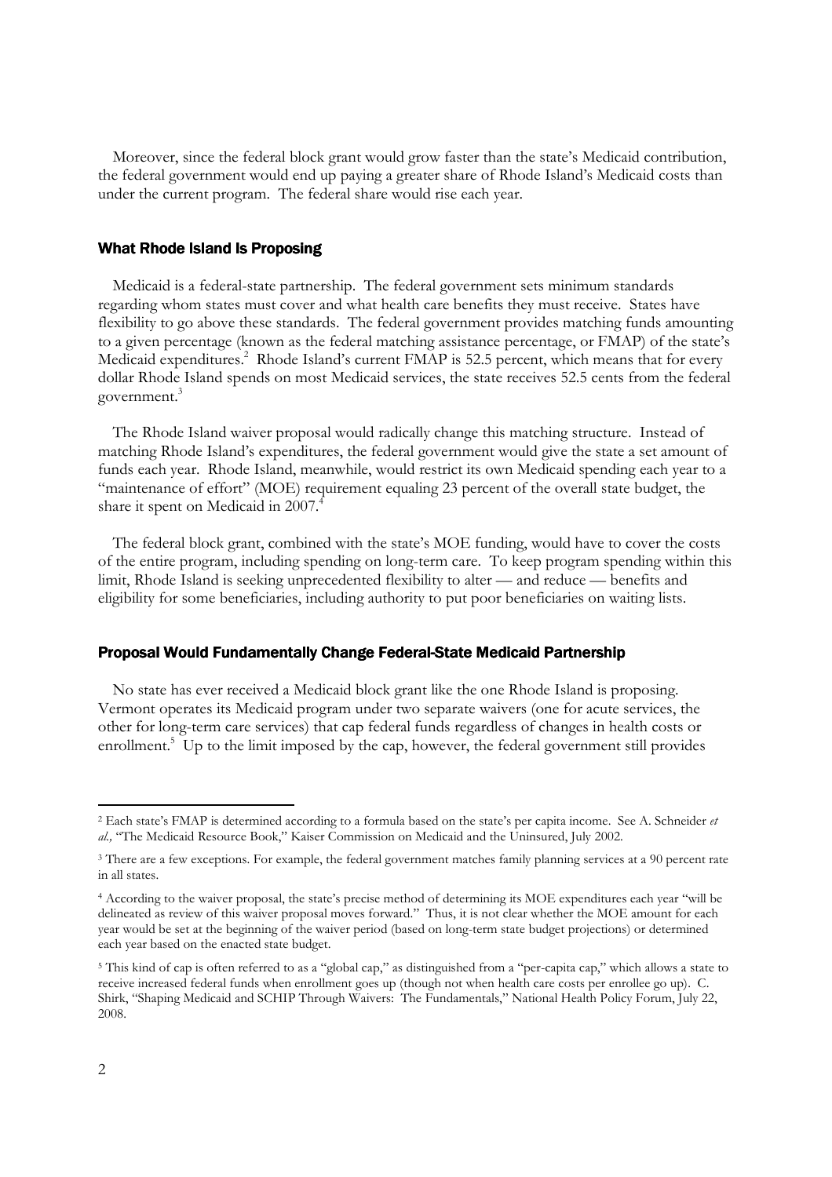Moreover, since the federal block grant would grow faster than the state's Medicaid contribution, the federal government would end up paying a greater share of Rhode Island's Medicaid costs than under the current program. The federal share would rise each year.

## What Rhode Island Is Proposing

Medicaid is a federal-state partnership. The federal government sets minimum standards regarding whom states must cover and what health care benefits they must receive. States have flexibility to go above these standards. The federal government provides matching funds amounting to a given percentage (known as the federal matching assistance percentage, or FMAP) of the state's Medicaid expenditures.[2] Rhode Island's current FMAP is 52.5 percent, which means that for every dollar Rhode Island spends on most Medicaid services, the state receives 52.5 cents from the federal government.[3]

The Rhode Island waiver proposal would radically change this matching structure. Instead of matching Rhode Island's expenditures, the federal government would give the state a set amount of funds each year. Rhode Island, meanwhile, would restrict its own Medicaid spending each year to a "maintenance of effort" (MOE) requirement equaling 23 percent of the overall state budget, the share it spent on Medicaid in 2007.[4]

The federal block grant, combined with the state's MOE funding, would have to cover the costs of the entire program, including spending on long-term care. To keep program spending within this limit, Rhode Island is seeking unprecedented flexibility to alter — and reduce — benefits and eligibility for some beneficiaries, including authority to put poor beneficiaries on waiting lists.

## Proposal Would Fundamentally Change Federal-State Medicaid Partnership

No state has ever received a Medicaid block grant like the one Rhode Island is proposing. Vermont operates its Medicaid program under two separate waivers (one for acute services, the other for long-term care services) that cap federal funds regardless of changes in health costs or enrollment.[5] Up to the limit imposed by the cap, however, the federal government still provides

---

[2] Each state's FMAP is determined according to a formula based on the state's per capita income. See A. Schneider *et al.,* "The Medicaid Resource Book," Kaiser Commission on Medicaid and the Uninsured, July 2002.

[3] There are a few exceptions. For example, the federal government matches family planning services at a 90 percent rate in all states.

[4] According to the waiver proposal, the state's precise method of determining its MOE expenditures each year "will be delineated as review of this waiver proposal moves forward." Thus, it is not clear whether the MOE amount for each year would be set at the beginning of the waiver period (based on long-term state budget projections) or determined each year based on the enacted state budget.

[5] This kind of cap is often referred to as a "global cap," as distinguished from a "per-capita cap," which allows a state to receive increased federal funds when enrollment goes up (though not when health care costs per enrollee go up). C. Shirk, "Shaping Medicaid and SCHIP Through Waivers: The Fundamentals," National Health Policy Forum, July 22, 2008.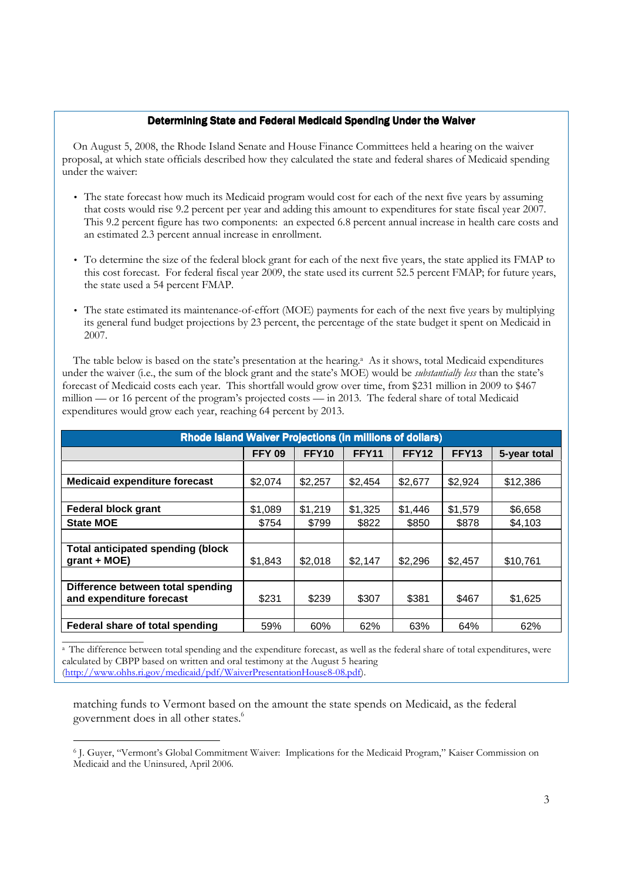### Determining State and Federal Medicaid Spending Under the Waiver

On August 5, 2008, the Rhode Island Senate and House Finance Committees held a hearing on the waiver proposal, at which state officials described how they calculated the state and federal shares of Medicaid spending under the waiver:

- The state forecast how much its Medicaid program would cost for each of the next five years by assuming that costs would rise 9.2 percent per year and adding this amount to expenditures for state fiscal year 2007. This 9.2 percent figure has two components: an expected 6.8 percent annual increase in health care costs and an estimated 2.3 percent annual increase in enrollment.
- To determine the size of the federal block grant for each of the next five years, the state applied its FMAP to this cost forecast. For federal fiscal year 2009, the state used its current 52.5 percent FMAP; for future years, the state used a 54 percent FMAP.
- The state estimated its maintenance-of-effort (MOE) payments for each of the next five years by multiplying its general fund budget projections by 23 percent, the percentage of the state budget it spent on Medicaid in 2007.

The table below is based on the state's presentation at the hearing.[a] As it shows, total Medicaid expenditures under the waiver (i.e., the sum of the block grant and the state's MOE) would be *substantially less* than the state's forecast of Medicaid costs each year. This shortfall would grow over time, from $231 million in 2009 to $467 million — or 16 percent of the program's projected costs — in 2013. The federal share of total Medicaid expenditures would grow each year, reaching 64 percent by 2013.

| Rhode Island Waiver Projections (in millions of dollars) | | | | | | |
|---|---|---|---|---|---|---|
| | **FFY 09** | **FFY10** | **FFY11** | **FFY12** | **FFY13** | **5-year total** |
| **Medicaid expenditure forecast** | $2,074 | $2,257 | $2,454 | $2,677 | $2,924 | $12,386 |
| **Federal block grant** | $1,089 | $1,219 | $1,325 | $1,446 | $1,579 | $6,658 |
| **State MOE** | $754 | $799 | $822 | $850 | $878 | $4,103 |
| **Total anticipated spending (block grant + MOE)** | $1,843 | $2,018 | $2,147 | $2,296 | $2,457 | $10,761 |
| **Difference between total spending and expenditure forecast** | $231 | $239 | $307 | $381 | $467 | $1,625 |
| **Federal share of total spending** | 59% | 60% | 62% | 63% | 64% | 62% |

[a] The difference between total spending and the expenditure forecast, as well as the federal share of total expenditures, were calculated by CBPP based on written and oral testimony at the August 5 hearing (http://www.ohhs.ri.gov/medicaid/pdf/WaiverPresentationHouse8-08.pdf).

matching funds to Vermont based on the amount the state spends on Medicaid, as the federal government does in all other states.[6]

[6] J. Guyer, "Vermont's Global Commitment Waiver: Implications for the Medicaid Program," Kaiser Commission on Medicaid and the Uninsured, April 2006.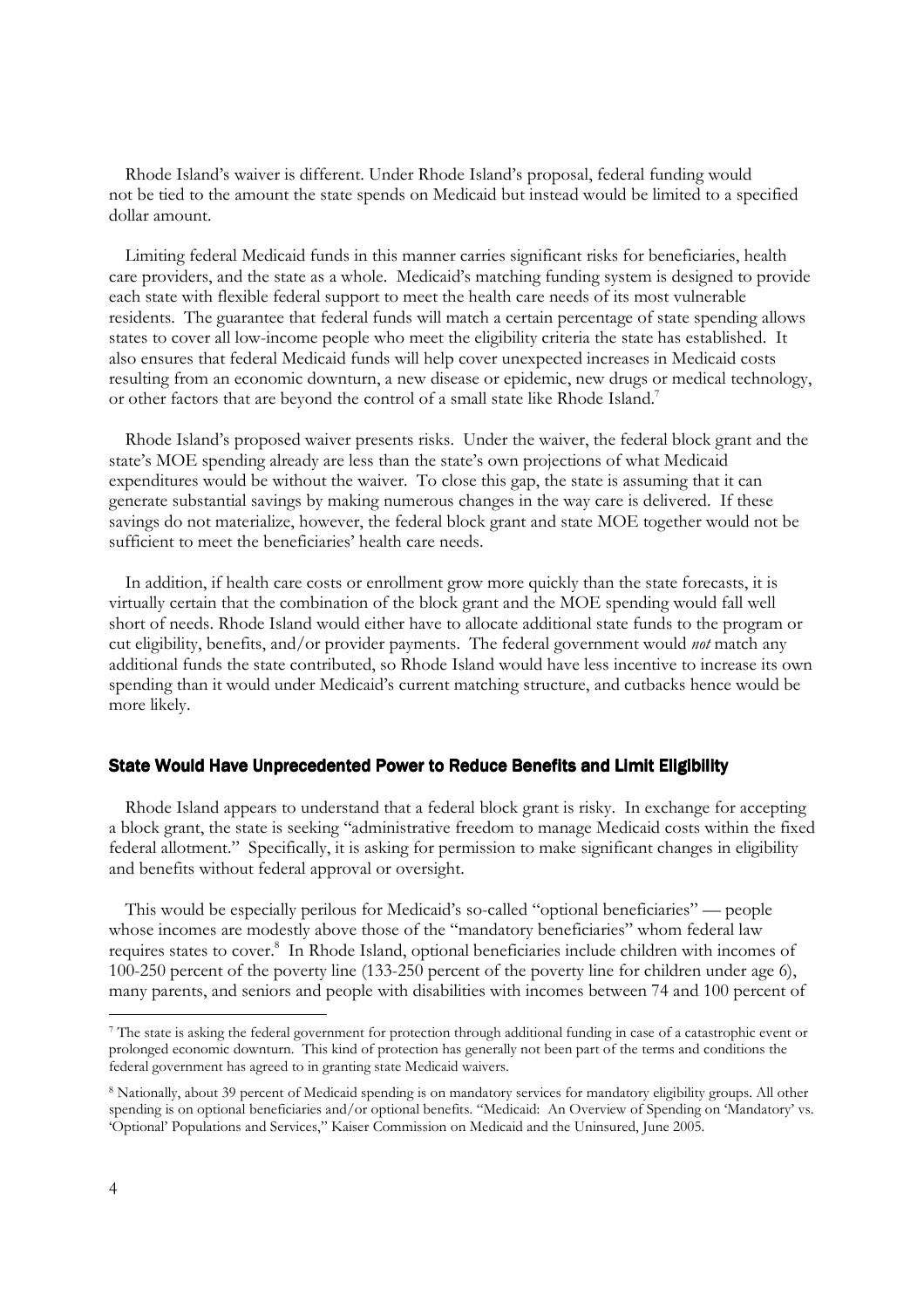Rhode Island's waiver is different. Under Rhode Island's proposal, federal funding would not be tied to the amount the state spends on Medicaid but instead would be limited to a specified dollar amount.

Limiting federal Medicaid funds in this manner carries significant risks for beneficiaries, health care providers, and the state as a whole. Medicaid's matching funding system is designed to provide each state with flexible federal support to meet the health care needs of its most vulnerable residents. The guarantee that federal funds will match a certain percentage of state spending allows states to cover all low-income people who meet the eligibility criteria the state has established. It also ensures that federal Medicaid funds will help cover unexpected increases in Medicaid costs resulting from an economic downturn, a new disease or epidemic, new drugs or medical technology, or other factors that are beyond the control of a small state like Rhode Island.[7]

Rhode Island's proposed waiver presents risks. Under the waiver, the federal block grant and the state's MOE spending already are less than the state's own projections of what Medicaid expenditures would be without the waiver. To close this gap, the state is assuming that it can generate substantial savings by making numerous changes in the way care is delivered. If these savings do not materialize, however, the federal block grant and state MOE together would not be sufficient to meet the beneficiaries' health care needs.

In addition, if health care costs or enrollment grow more quickly than the state forecasts, it is virtually certain that the combination of the block grant and the MOE spending would fall well short of needs. Rhode Island would either have to allocate additional state funds to the program or cut eligibility, benefits, and/or provider payments. The federal government would *not* match any additional funds the state contributed, so Rhode Island would have less incentive to increase its own spending than it would under Medicaid's current matching structure, and cutbacks hence would be more likely.

## State Would Have Unprecedented Power to Reduce Benefits and Limit Eligibility

Rhode Island appears to understand that a federal block grant is risky. In exchange for accepting a block grant, the state is seeking "administrative freedom to manage Medicaid costs within the fixed federal allotment." Specifically, it is asking for permission to make significant changes in eligibility and benefits without federal approval or oversight.

This would be especially perilous for Medicaid's so-called "optional beneficiaries" — people whose incomes are modestly above those of the "mandatory beneficiaries" whom federal law requires states to cover.[8] In Rhode Island, optional beneficiaries include children with incomes of 100-250 percent of the poverty line (133-250 percent of the poverty line for children under age 6), many parents, and seniors and people with disabilities with incomes between 74 and 100 percent of

---

[7] The state is asking the federal government for protection through additional funding in case of a catastrophic event or prolonged economic downturn. This kind of protection has generally not been part of the terms and conditions the federal government has agreed to in granting state Medicaid waivers.

[8] Nationally, about 39 percent of Medicaid spending is on mandatory services for mandatory eligibility groups. All other spending is on optional beneficiaries and/or optional benefits. "Medicaid: An Overview of Spending on 'Mandatory' vs. 'Optional' Populations and Services," Kaiser Commission on Medicaid and the Uninsured, June 2005.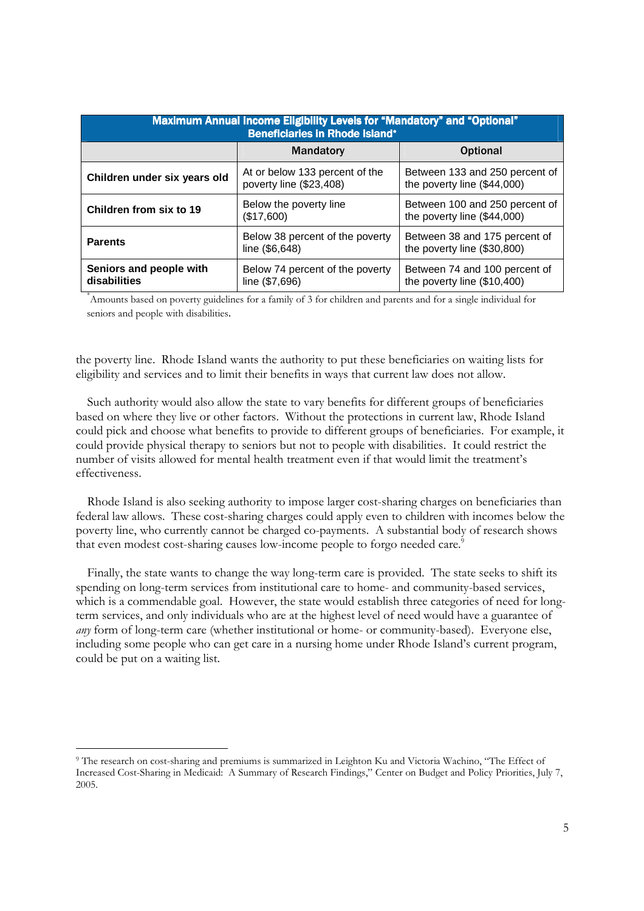| Maximum Annual Income Eligibility Levels for "Mandatory" and "Optional" Beneficiaries in Rhode Island* | | |
|---|---|---|
| | **Mandatory** | **Optional** |
| **Children under six years old** | At or below 133 percent of the poverty line ($23,408) | Between 133 and 250 percent of the poverty line ($44,000) |
| **Children from six to 19** | Below the poverty line ($17,600) | Between 100 and 250 percent of the poverty line ($44,000) |
| **Parents** | Below 38 percent of the poverty line ($6,648) | Between 38 and 175 percent of the poverty line ($30,800) |
| **Seniors and people with disabilities** | Below 74 percent of the poverty line ($7,696) | Between 74 and 100 percent of the poverty line ($10,400) |

*Amounts based on poverty guidelines for a family of 3 for children and parents and for a single individual for seniors and people with disabilities.

the poverty line. Rhode Island wants the authority to put these beneficiaries on waiting lists for eligibility and services and to limit their benefits in ways that current law does not allow.

Such authority would also allow the state to vary benefits for different groups of beneficiaries based on where they live or other factors. Without the protections in current law, Rhode Island could pick and choose what benefits to provide to different groups of beneficiaries. For example, it could provide physical therapy to seniors but not to people with disabilities. It could restrict the number of visits allowed for mental health treatment even if that would limit the treatment's effectiveness.

Rhode Island is also seeking authority to impose larger cost-sharing charges on beneficiaries than federal law allows. These cost-sharing charges could apply even to children with incomes below the poverty line, who currently cannot be charged co-payments. A substantial body of research shows that even modest cost-sharing causes low-income people to forgo needed care.[9]

Finally, the state wants to change the way long-term care is provided. The state seeks to shift its spending on long-term services from institutional care to home- and community-based services, which is a commendable goal. However, the state would establish three categories of need for long-term services, and only individuals who are at the highest level of need would have a guarantee of *any* form of long-term care (whether institutional or home- or community-based). Everyone else, including some people who can get care in a nursing home under Rhode Island's current program, could be put on a waiting list.

[9] The research on cost-sharing and premiums is summarized in Leighton Ku and Victoria Wachino, "The Effect of Increased Cost-Sharing in Medicaid: A Summary of Research Findings," Center on Budget and Policy Priorities, July 7, 2005.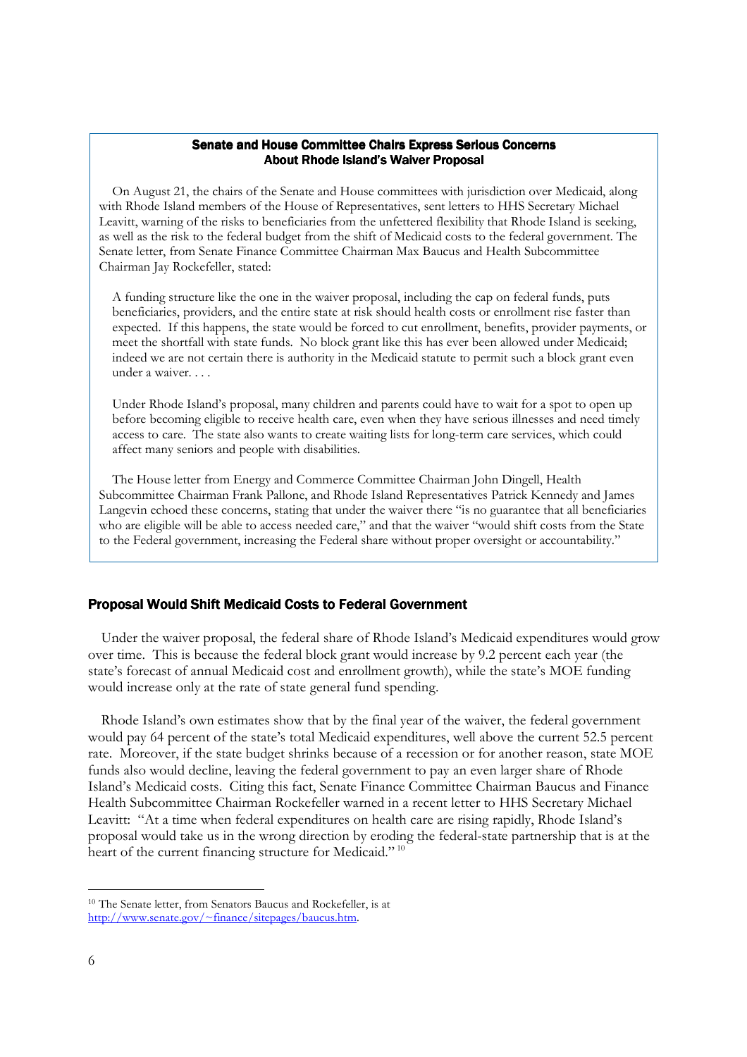**Senate and House Committee Chairs Express Serious Concerns About Rhode Island's Waiver Proposal**

On August 21, the chairs of the Senate and House committees with jurisdiction over Medicaid, along with Rhode Island members of the House of Representatives, sent letters to HHS Secretary Michael Leavitt, warning of the risks to beneficiaries from the unfettered flexibility that Rhode Island is seeking, as well as the risk to the federal budget from the shift of Medicaid costs to the federal government. The Senate letter, from Senate Finance Committee Chairman Max Baucus and Health Subcommittee Chairman Jay Rockefeller, stated:

> A funding structure like the one in the waiver proposal, including the cap on federal funds, puts beneficiaries, providers, and the entire state at risk should health costs or enrollment rise faster than expected. If this happens, the state would be forced to cut enrollment, benefits, provider payments, or meet the shortfall with state funds. No block grant like this has ever been allowed under Medicaid; indeed we are not certain there is authority in the Medicaid statute to permit such a block grant even under a waiver. . . .
>
> Under Rhode Island's proposal, many children and parents could have to wait for a spot to open up before becoming eligible to receive health care, even when they have serious illnesses and need timely access to care. The state also wants to create waiting lists for long-term care services, which could affect many seniors and people with disabilities.

The House letter from Energy and Commerce Committee Chairman John Dingell, Health Subcommittee Chairman Frank Pallone, and Rhode Island Representatives Patrick Kennedy and James Langevin echoed these concerns, stating that under the waiver there "is no guarantee that all beneficiaries who are eligible will be able to access needed care," and that the waiver "would shift costs from the State to the Federal government, increasing the Federal share without proper oversight or accountability."

## Proposal Would Shift Medicaid Costs to Federal Government

Under the waiver proposal, the federal share of Rhode Island's Medicaid expenditures would grow over time. This is because the federal block grant would increase by 9.2 percent each year (the state's forecast of annual Medicaid cost and enrollment growth), while the state's MOE funding would increase only at the rate of state general fund spending.

Rhode Island's own estimates show that by the final year of the waiver, the federal government would pay 64 percent of the state's total Medicaid expenditures, well above the current 52.5 percent rate. Moreover, if the state budget shrinks because of a recession or for another reason, state MOE funds also would decline, leaving the federal government to pay an even larger share of Rhode Island's Medicaid costs. Citing this fact, Senate Finance Committee Chairman Baucus and Finance Health Subcommittee Chairman Rockefeller warned in a recent letter to HHS Secretary Michael Leavitt: "At a time when federal expenditures on health care are rising rapidly, Rhode Island's proposal would take us in the wrong direction by eroding the federal-state partnership that is at the heart of the current financing structure for Medicaid." [10]

---

[10] The Senate letter, from Senators Baucus and Rockefeller, is at http://www.senate.gov/~finance/sitepages/baucus.htm.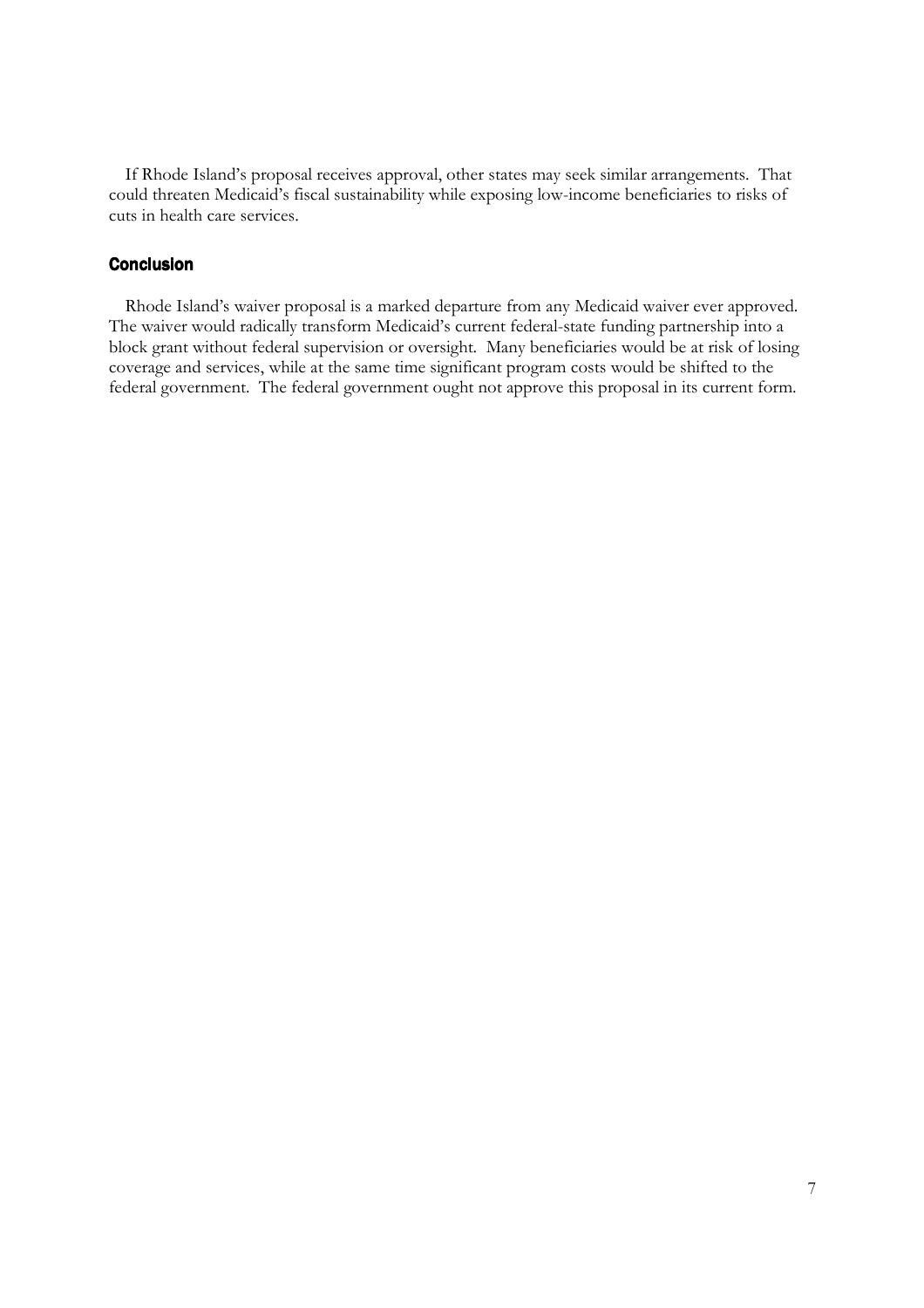If Rhode Island's proposal receives approval, other states may seek similar arrangements. That could threaten Medicaid's fiscal sustainability while exposing low-income beneficiaries to risks of cuts in health care services.

## Conclusion

Rhode Island's waiver proposal is a marked departure from any Medicaid waiver ever approved. The waiver would radically transform Medicaid's current federal-state funding partnership into a block grant without federal supervision or oversight. Many beneficiaries would be at risk of losing coverage and services, while at the same time significant program costs would be shifted to the federal government. The federal government ought not approve this proposal in its current form.